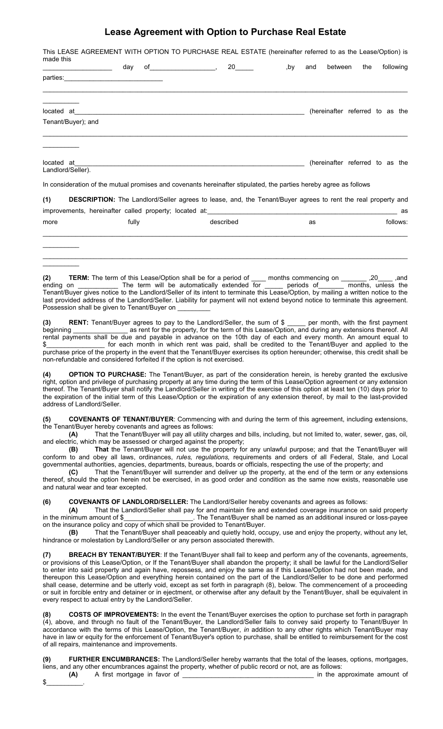# Lease Agreement with Option to Purchase Real Estate

This LEASE AGREEMENT WITH OPTION TO PURCHASE REAL ESTATE (hereinafter referred to as the Lease/Option) is made this ___________________ day of_________________, 20_____ ,by and between the following parties:___________________________

_______________________________________________________________________________________________

__________

located at_______________________________________________________________ (hereinafter referred to as the Tenant/Buyer); and

_______________________________________________________________________________________________

__________

located at_______________________________________________________________ (hereinafter referred to as the Landlord/Seller).

In consideration of the mutual promises and covenants hereinafter stipulated, the parties hereby agree as follows

**(1) DESCRIPTION:** The Landlord/Seller agrees to lease, and, the Tenant/Buyer agrees to rent the real property and improvements, hereinafter called property; located at:____________________________________________________ as more fully described as follows:

_______________________________________________________________________________________________

__________

_______________________________________________________________________________________________

__________

**(2) TERM:** The term of this Lease/Option shall be for a period of ____ months commencing on _______ ,20____ ,and ending on ___________ The term will be automatically extended for _____ periods of_______ months, unless the Tenant/Buyer gives notice to the Landlord/Seller of its intent to terminate this Lease/Option, by mailing a written notice to the last provided address of the Landlord/Seller. Liability for payment will not extend beyond notice to terminate this agreement. Possession shall be given to Tenant/Buyer on _________

**(3) RENT:** Tenant/Buyer agrees to pay to the Landlord/Seller, the sum of $ _____ per month, with the first payment beginning _______________ as rent for the property, for the term of this Lease/Option, and during any extensions thereof. All rental payments shall be due and payable in advance on the 10th day of each and every month. An amount equal to $________________ for each month in which rent was paid, shall be credited to the Tenant/Buyer and applied to the purchase price of the property in the event that the Tenant/Buyer exercises its option hereunder; otherwise, this credit shall be non-refundable and considered forfeited if the option is not exercised.

**(4) OPTION TO PURCHASE:** The Tenant/Buyer, as part of the consideration herein, is hereby granted the exclusive right, option and privilege of purchasing property at any time during the term of this Lease/Option agreement or any extension thereof. The Tenant/Buyer shall notify the Landlord/Seller in writing of the exercise of this option at least ten (10) days prior to the expiration of the initial term of this Lease/Option or the expiration of any extension thereof, by mail to the last-provided address of Landlord/Seller.

**(5) COVENANTS OF TENANT/BUYER**: Commencing with and during the term of this agreement, including extensions, the Tenant/Buyer hereby covenants and agrees as follows:

**(A)** That the Tenant/Buyer will pay all utility charges and bills, including, but not limited to, water, sewer, gas, oil, and electric, which may be assessed or charged against the property;

**(B)** **That** the Tenant/Buyer will not use the property for any unlawful purpose; and that the Tenant/Buyer will conform to and obey all laws, ordinances, *rules, regulations,* requirements and orders of all Federal, Stale, and Local governmental authorities, agencies, departments, bureaus, boards or officials, respecting the use of the property; and

**(C)** That the Tenant/Buyer will surrender and deliver up the property, at the end of the term or any extensions thereof, should the option herein not be exercised, in as good order and condition as the same now exists, reasonable use and natural wear and tear excepted.

**(6) COVENANTS OF LANDLORD/SELLER:** The Landlord/Seller hereby covenants and agrees as follows:

**(A)** That the Landlord/Seller shall pay for and maintain fire and extended coverage insurance on said property in the minimum amount of $__________________. The Tenant/Buyer shall be named as an additional insured or loss-payee on the insurance policy and copy of which shall be provided to Tenant/Buyer.

**(B)** That the Tenant/Buyer shall peaceably and quietly hold, occupy, use and enjoy the property, without any let, hindrance or molestation by Landlord/Seller or any person associated therewith.

**(7) BREACH BY TENANT/BUYER**: If the Tenant/Buyer shall fail to keep and perform any of the covenants, agreements, or provisions of this Lease/Option, or If the Tenant/Buyer shall abandon the property; it shall be lawful for the Landlord/Seller to enter into said property and again have, repossess, and enjoy the same as if this Lease/Option had not been made, and thereupon this Lease/Option and everything herein contained on the part of the Landlord/Seller to be done and performed shall cease, determine and be utterly void, except as set forth in paragraph (8), below. The commencement of a proceeding or suit in forcible entry and detainer or in ejectment, or otherwise after any default by the Tenant/Buyer, shall be equivalent in every respect to actual entry by the Landlord/Seller.

**(8) COSTS OF IMPROVEMENTS:** In the event the Tenant/Buyer exercises the option to purchase set forth in paragraph (4), above, and through no fault of the Tenant/Buyer, the Landlord/Seller fails to convey said property to Tenant/Buyer In accordance with the terms of this Lease/Option, the Tenant/Buyer, *in* addition to any other rights which Tenant/Buyer may have in law or equity for the enforcement of Tenant/Buyer's option to purchase, shall be entitled to reimbursement for the cost of all repairs, maintenance and improvements.

**(9) FURTHER ENCUMBRANCES:** The Landlord/Seller hereby warrants that the total of the leases, options, mortgages, liens, and any other encumbrances against the property, whether of public record or not, are as follows:

**(A)** A first mortgage in favor of ___________________________________ in the approximate amount of $__________.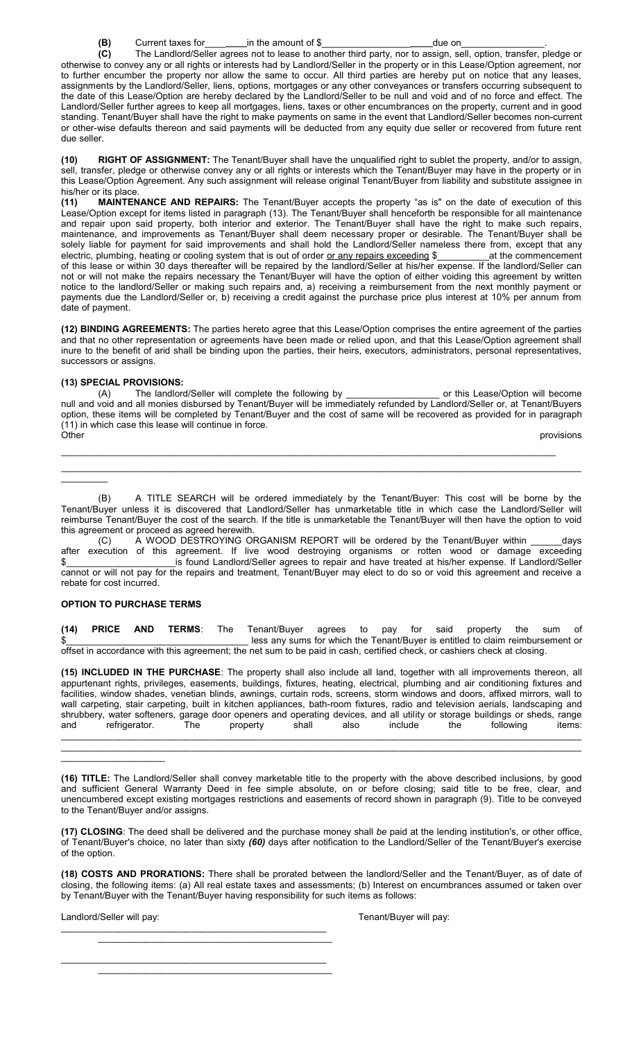**(B)** Current taxes for________in the amount of $_______________________due on________________.

**(C)** The Landlord/Seller agrees not to lease to another third party, nor to assign, sell, option, transfer, pledge or otherwise to convey any or all rights or interests had by Landlord/Seller in the property or in this Lease/Option agreement, nor to further encumber the property nor allow the same to occur. All third parties are hereby put on notice that any leases, assignments by the Landlord/Seller, liens, options, mortgages or any other conveyances or transfers occurring subsequent to the date of this Lease/Option are hereby declared by the Landlord/Seller to be null and void and of no force and effect. The Landlord/Seller further agrees to keep all mortgages, liens, taxes or other encumbrances on the property, current and in good standing. Tenant/Buyer shall have the right to make payments on same in the event that Landlord/Seller becomes non-current or other-wise defaults thereon and said payments will be deducted from any equity due seller or recovered from future rent due seller.

**(10) RIGHT OF ASSIGNMENT:** The Tenant/Buyer shall have the unqualified right to sublet the property, and/or to assign, sell, transfer, pledge or otherwise convey any or all rights or interests which the Tenant/Buyer may have in the property or in this Lease/Option Agreement. Any such assignment will release original Tenant/Buyer from liability and substitute assignee in his/her or its place.

**(11) MAINTENANCE AND REPAIRS:** The Tenant/Buyer accepts the property "as is" on the date of execution of this Lease/Option except for items listed in paragraph (13). The Tenant/Buyer shall henceforth be responsible for all maintenance and repair upon said property, both interior and exterior. The Tenant/Buyer shall have the right to make such repairs, maintenance, and improvements as Tenant/Buyer shall deem necessary proper or desirable. The Tenant/Buyer shall be solely liable for payment for said improvements and shall hold the Landlord/Seller nameless there from, except that any electric, plumbing, heating or cooling system that is out of order <u>or any repairs exceeding</u> $__________at the commencement of this lease or within 30 days thereafter will be repaired by the landlord/Seller at his/her expense. If the landlord/Seller can not or will not make the repairs necessary the Tenant/Buyer will have the option of either voiding this agreement by written notice to the landlord/Seller or making such repairs and, a) receiving a reimbursement from the next monthly payment or payments due the Landlord/Seller or, b) receiving a credit against the purchase price plus interest at 10% per annum from date of payment.

**(12) BINDING AGREEMENTS:** The parties hereto agree that this Lease/Option comprises the entire agreement of the parties and that no other representation or agreements have been made or relied upon, and that this Lease/Option agreement shall inure to the benefit of arid shall be binding upon the parties, their heirs, executors, administrators, personal representatives, successors or assigns.

**(13) SPECIAL PROVISIONS:**

(A) The landlord/Seller will complete the following by __________________ or this Lease/Option will become null and void and all monies disbursed by Tenant/Buyer will be immediately refunded by Landlord/Seller or, at Tenant/Buyers option, these items will be completed by Tenant/Buyer and the cost of same will be recovered as provided for in paragraph (11) in which case this lease will continue in force.

Other provisions ____________________________________________________________________________________________
____________________________________________________________________________________________________________
_________

(B) A TITLE SEARCH will be ordered immediately by the Tenant/Buyer: This cost will be borne by the Tenant/Buyer unless it is discovered that Landlord/Seller has unmarketable title in which case the Landlord/Seller will reimburse Tenant/Buyer the cost of the search. If the title is unmarketable the Tenant/Buyer will then have the option to void this agreement or proceed as agreed herewith.

(C) A WOOD DESTROYING ORGANISM REPORT will be ordered by the Tenant/Buyer within ______days after execution of this agreement. If live wood destroying organisms or rotten wood or damage exceeding $_____________________is found Landlord/Seller agrees to repair and have treated at his/her expense. If Landlord/Seller cannot or will not pay for the repairs and treatment, Tenant/Buyer may elect to do so or void this agreement and receive a rebate for cost incurred.

## OPTION TO PURCHASE TERMS

**(14) PRICE AND TERMS**: The Tenant/Buyer agrees to pay for said property the sum of $____________________________________ less any sums for which the Tenant/Buyer is entitled to claim reimbursement or offset in accordance with this agreement; the net sum to be paid in cash, certified check, or cashiers check at closing.

**(15) INCLUDED IN THE PURCHASE**: The property shall also include all land, together with all improvements thereon, all appurtenant rights, privileges, easements, buildings, fixtures, heating, electrical, plumbing and air conditioning fixtures and facilities, window shades, venetian blinds, awnings, curtain rods, screens, storm windows and doors, affixed mirrors, wall to wall carpeting, stair carpeting, built in kitchen appliances, bath-room fixtures, radio and television aerials, landscaping and shrubbery, water softeners, garage door openers and operating devices, and all utility or storage buildings or sheds, range and refrigerator. The property shall also include the following items:
____________________________________________________________________________________________________________
____________________________________________________________________________________________________________
____________________

**(16) TITLE:** The Landlord/Seller shall convey marketable title to the property with the above described inclusions, by good and sufficient General Warranty Deed in fee simple absolute, on or before closing; said title to be free, clear, and unencumbered except existing mortgages restrictions and easements of record shown in paragraph (9). Title to be conveyed to the Tenant/Buyer and/or assigns.

**(17) CLOSING**: The deed shall be delivered and the purchase money shall *be* paid at the lending institution's, or other office, of Tenant/Buyer's choice, no later than sixty ***(60)*** days after notification to the Landlord/Seller of the Tenant/Buyer's exercise of the option.

**(18) COSTS AND PRORATIONS:** There shall be prorated between the landlord/Seller and the Tenant/Buyer, as of date of closing, the following items: (a) All real estate taxes and assessments; (b) Interest on encumbrances assumed or taken over by Tenant/Buyer with the Tenant/Buyer having responsibility for such items as follows:

Landlord/Seller will pay: Tenant/Buyer will pay:

_____________________________________________________
_____________________________________________________

_____________________________________________________
_____________________________________________________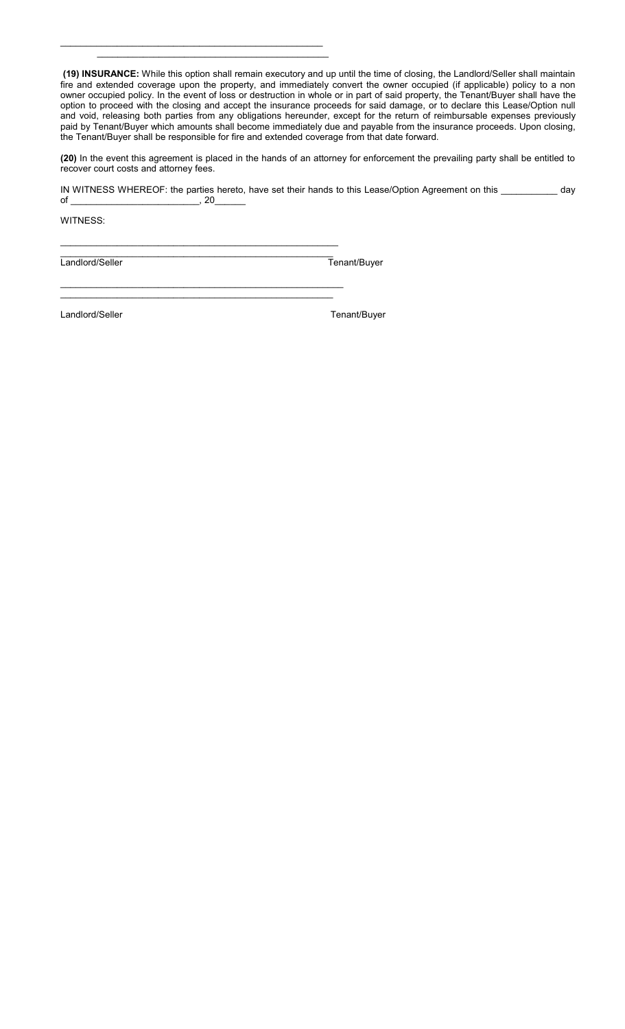\_\_\_\_\_\_\_\_\_\_\_\_\_\_\_\_\_\_\_\_\_\_\_\_\_\_\_\_\_\_\_\_\_\_\_\_\_\_\_\_\_\_\_\_\_\_\_\_\_\_\_

\_\_\_\_\_\_\_\_\_\_\_\_\_\_\_\_\_\_\_\_\_\_\_\_\_\_\_\_\_\_\_\_\_\_\_\_\_\_\_\_\_\_\_\_\_\_\_\_\_

**(19) INSURANCE:** While this option shall remain executory and up until the time of closing, the Landlord/Seller shall maintain fire and extended coverage upon the property, and immediately convert the owner occupied (if applicable) policy to a non owner occupied policy. In the event of loss or destruction in whole or in part of said property, the Tenant/Buyer shall have the option to proceed with the closing and accept the insurance proceeds for said damage, or to declare this Lease/Option null and void, releasing both parties from any obligations hereunder, except for the return of reimbursable expenses previously paid by Tenant/Buyer which amounts shall become immediately due and payable from the insurance proceeds. Upon closing, the Tenant/Buyer shall be responsible for fire and extended coverage from that date forward.

**(20)** In the event this agreement is placed in the hands of an attorney for enforcement the prevailing party shall be entitled to recover court costs and attorney fees.

IN WITNESS WHEREOF: the parties hereto, have set their hands to this Lease/Option Agreement on this \_\_\_\_\_\_\_\_\_\_\_ day of \_\_\_\_\_\_\_\_\_\_\_\_\_\_\_\_\_\_\_\_\_\_\_\_, 20\_\_\_\_\_\_

WITNESS:

\_\_\_\_\_\_\_\_\_\_\_\_\_\_\_\_\_\_\_\_\_\_\_\_\_\_\_\_\_\_\_\_\_\_\_\_\_\_\_\_\_\_\_\_\_\_\_\_\_\_\_\_\_\_

\_\_\_\_\_\_\_\_\_\_\_\_\_\_\_\_\_\_\_\_\_\_\_\_\_\_\_\_\_\_\_\_\_\_\_\_\_\_\_\_\_\_\_\_\_\_\_\_\_\_\_\_\_\_

Landlord/Seller Tenant/Buyer

\_\_\_\_\_\_\_\_\_\_\_\_\_\_\_\_\_\_\_\_\_\_\_\_\_\_\_\_\_\_\_\_\_\_\_\_\_\_\_\_\_\_\_\_\_\_\_\_\_\_\_\_\_\_\_

\_\_\_\_\_\_\_\_\_\_\_\_\_\_\_\_\_\_\_\_\_\_\_\_\_\_\_\_\_\_\_\_\_\_\_\_\_\_\_\_\_\_\_\_\_\_\_\_\_\_\_\_\_\_

Landlord/Seller Tenant/Buyer